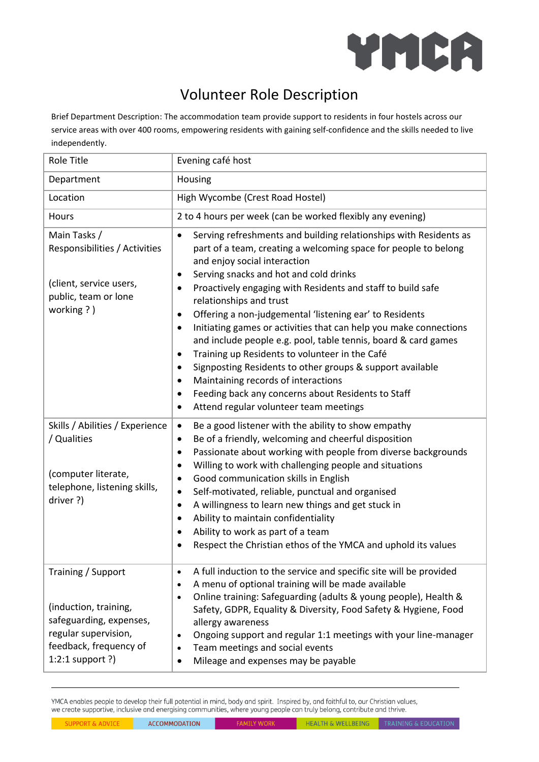# Volunteer Role Description

Brief Department Description: The accommodation team provide support to residents in four hostels across our service areas with over 400 rooms, empowering residents with gaining self-confidence and the skills needed to live independently.

| Role Title | Evening café host |
|---|---|
| Department | Housing |
| Location | High Wycombe (Crest Road Hostel) |
| Hours | 2 to 4 hours per week (can be worked flexibly any evening) |
| Main Tasks / Responsibilities / Activities<br><br>(client, service users, public, team or lone working ? ) | • Serving refreshments and building relationships with Residents as part of a team, creating a welcoming space for people to belong and enjoy social interaction<br>• Serving snacks and hot and cold drinks<br>• Proactively engaging with Residents and staff to build safe relationships and trust<br>• Offering a non-judgemental 'listening ear' to Residents<br>• Initiating games or activities that can help you make connections and include people e.g. pool, table tennis, board & card games<br>• Training up Residents to volunteer in the Café<br>• Signposting Residents to other groups & support available<br>• Maintaining records of interactions<br>• Feeding back any concerns about Residents to Staff<br>• Attend regular volunteer team meetings |
| Skills / Abilities / Experience / Qualities<br><br>(computer literate, telephone, listening skills, driver ?) | • Be a good listener with the ability to show empathy<br>• Be of a friendly, welcoming and cheerful disposition<br>• Passionate about working with people from diverse backgrounds<br>• Willing to work with challenging people and situations<br>• Good communication skills in English<br>• Self-motivated, reliable, punctual and organised<br>• A willingness to learn new things and get stuck in<br>• Ability to maintain confidentiality<br>• Ability to work as part of a team<br>• Respect the Christian ethos of the YMCA and uphold its values |
| Training / Support<br><br>(induction, training, safeguarding, expenses, regular supervision, feedback, frequency of 1:2:1 support ?) | • A full induction to the service and specific site will be provided<br>• A menu of optional training will be made available<br>• Online training: Safeguarding (adults & young people), Health & Safety, GDPR, Equality & Diversity, Food Safety & Hygiene, Food allergy awareness<br>• Ongoing support and regular 1:1 meetings with your line-manager<br>• Team meetings and social events<br>• Mileage and expenses may be payable |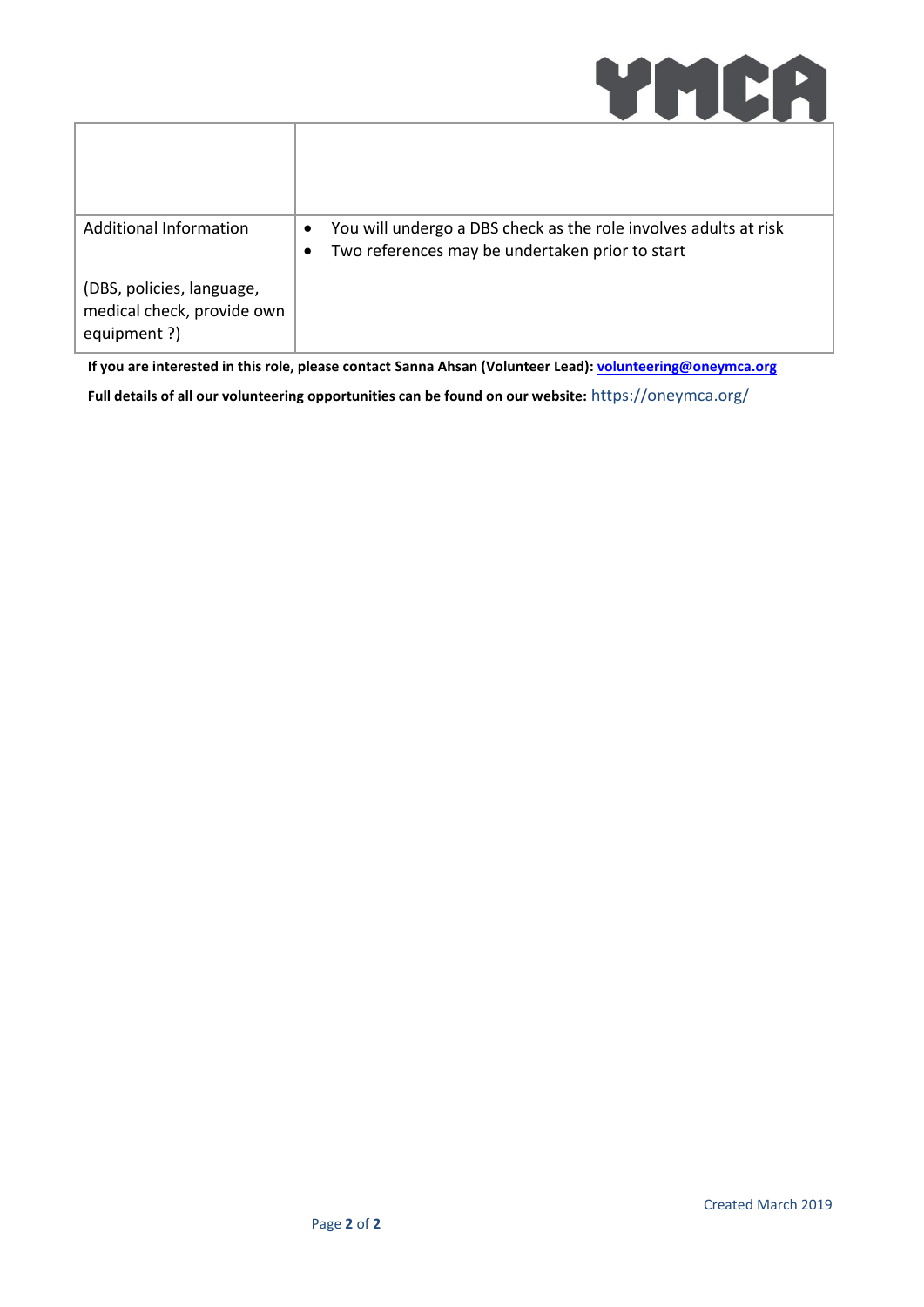| | |
|---|---|
| | |
| Additional Information<br><br>(DBS, policies, language, medical check, provide own equipment ?) | • You will undergo a DBS check as the role involves adults at risk<br>• Two references may be undertaken prior to start |

**If you are interested in this role, please contact Sanna Ahsan (Volunteer Lead): volunteering@oneymca.org**

**Full details of all our volunteering opportunities can be found on our website:** https://oneymca.org/

Created March 2019